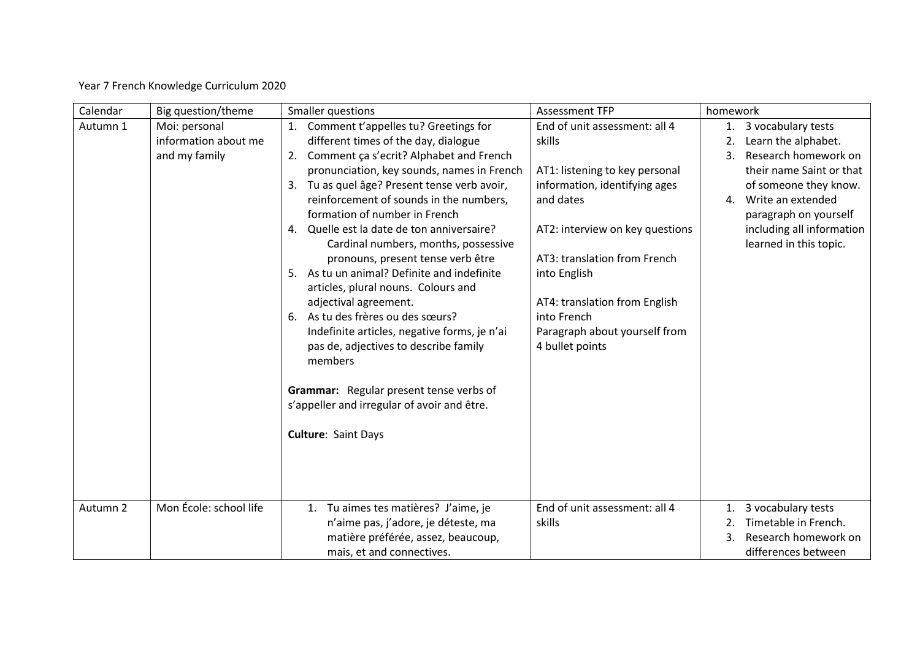Year 7 French Knowledge Curriculum 2020

| Calendar | Big question/theme | Smaller questions | Assessment TFP | homework |
|---|---|---|---|---|
| Autumn 1 | Moi: personal information about me and my family | 1. Comment t'appelles tu? Greetings for different times of the day, dialogue<br>2. Comment ça s'ecrit? Alphabet and French pronunciation, key sounds, names in French<br>3. Tu as quel âge? Present tense verb avoir, reinforcement of sounds in the numbers, formation of number in French<br>4. Quelle est la date de ton anniversaire? Cardinal numbers, months, possessive pronouns, present tense verb être<br>5. As tu un animal? Definite and indefinite articles, plural nouns. Colours and adjectival agreement.<br>6. As tu des frères ou des sœurs? Indefinite articles, negative forms, je n'ai pas de, adjectives to describe family members<br><br>**Grammar:** Regular present tense verbs of s'appeller and irregular of avoir and être.<br><br>**Culture**: Saint Days | End of unit assessment: all 4 skills<br><br>AT1: listening to key personal information, identifying ages and dates<br><br>AT2: interview on key questions<br><br>AT3: translation from French into English<br><br>AT4: translation from English into French<br>Paragraph about yourself from 4 bullet points | 1. 3 vocabulary tests<br>2. Learn the alphabet.<br>3. Research homework on their name Saint or that of someone they know.<br>4. Write an extended paragraph on yourself including all information learned in this topic. |
| Autumn 2 | Mon École: school life | 1. Tu aimes tes matières? J'aime, je n'aime pas, j'adore, je déteste, ma matière préférée, assez, beaucoup, mais, et and connectives. | End of unit assessment: all 4 skills | 1. 3 vocabulary tests<br>2. Timetable in French.<br>3. Research homework on differences between |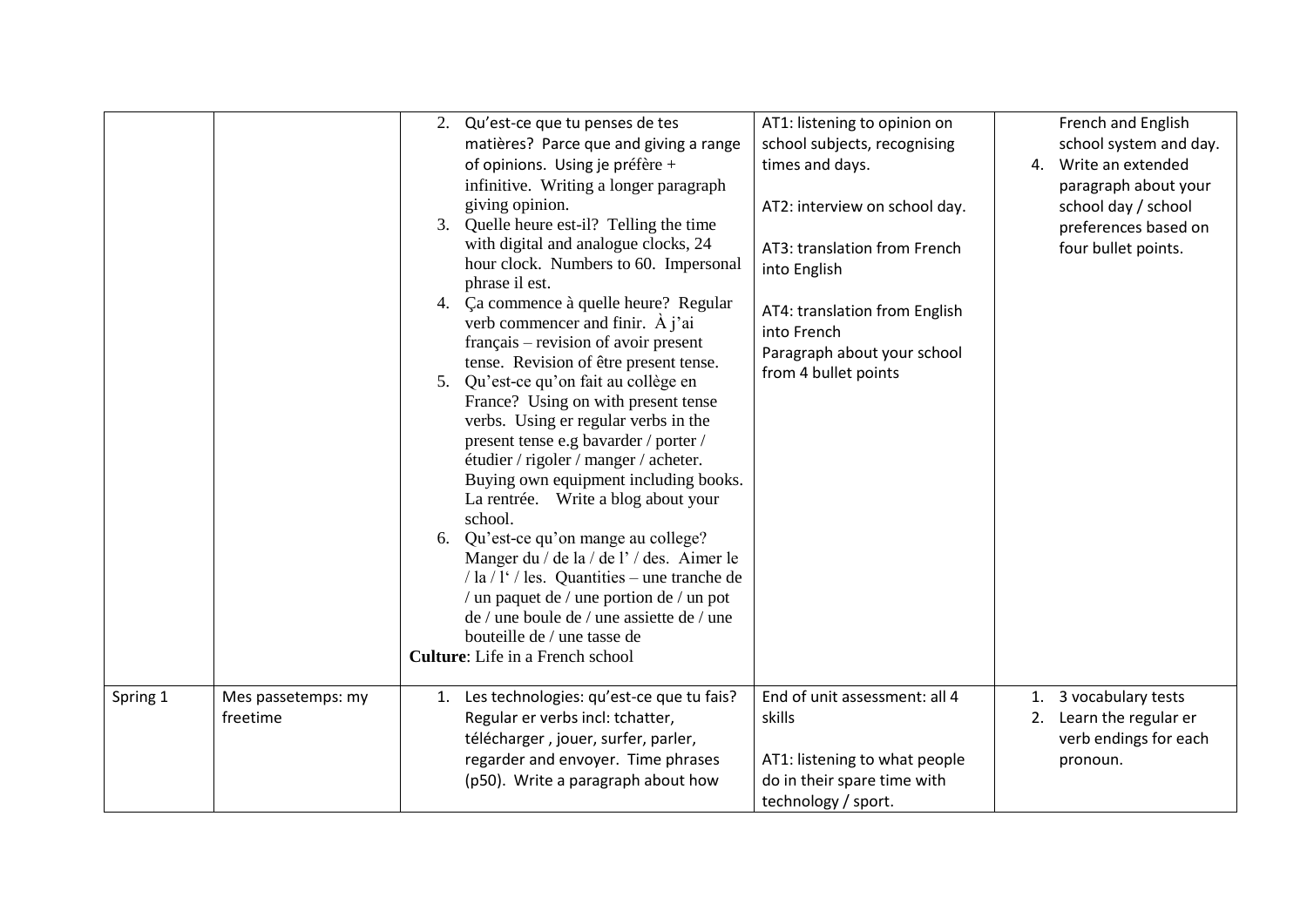| | | | | |
|---|---|---|---|---|
| | | 2. Qu'est-ce que tu penses de tes matières? Parce que and giving a range of opinions. Using je préfère + infinitive. Writing a longer paragraph giving opinion.<br>3. Quelle heure est-il? Telling the time with digital and analogue clocks, 24 hour clock. Numbers to 60. Impersonal phrase il est.<br>4. Ça commence à quelle heure? Regular verb commencer and finir. À j'ai français – revision of avoir present tense. Revision of être present tense.<br>5. Qu'est-ce qu'on fait au collège en France? Using on with present tense verbs. Using er regular verbs in the present tense e.g bavarder / porter / étudier / rigoler / manger / acheter. Buying own equipment including books. La rentrée. Write a blog about your school.<br>6. Qu'est-ce qu'on mange au college? Manger du / de la / de l' / des. Aimer le / la / l' / les. Quantities – une tranche de / un paquet de / une portion de / un pot de / une boule de / une assiette de / une bouteille de / une tasse de<br>**Culture**: Life in a French school | AT1: listening to opinion on school subjects, recognising times and days.<br><br>AT2: interview on school day.<br><br>AT3: translation from French into English<br><br>AT4: translation from English into French<br>Paragraph about your school from 4 bullet points | French and English school system and day.<br>4. Write an extended paragraph about your school day / school preferences based on four bullet points. |
| Spring 1 | Mes passetemps: my freetime | 1. Les technologies: qu'est-ce que tu fais? Regular er verbs incl: tchatter, télécharger , jouer, surfer, parler, regarder and envoyer. Time phrases (p50). Write a paragraph about how | End of unit assessment: all 4 skills<br><br>AT1: listening to what people do in their spare time with technology / sport. | 1. 3 vocabulary tests<br>2. Learn the regular er verb endings for each pronoun. |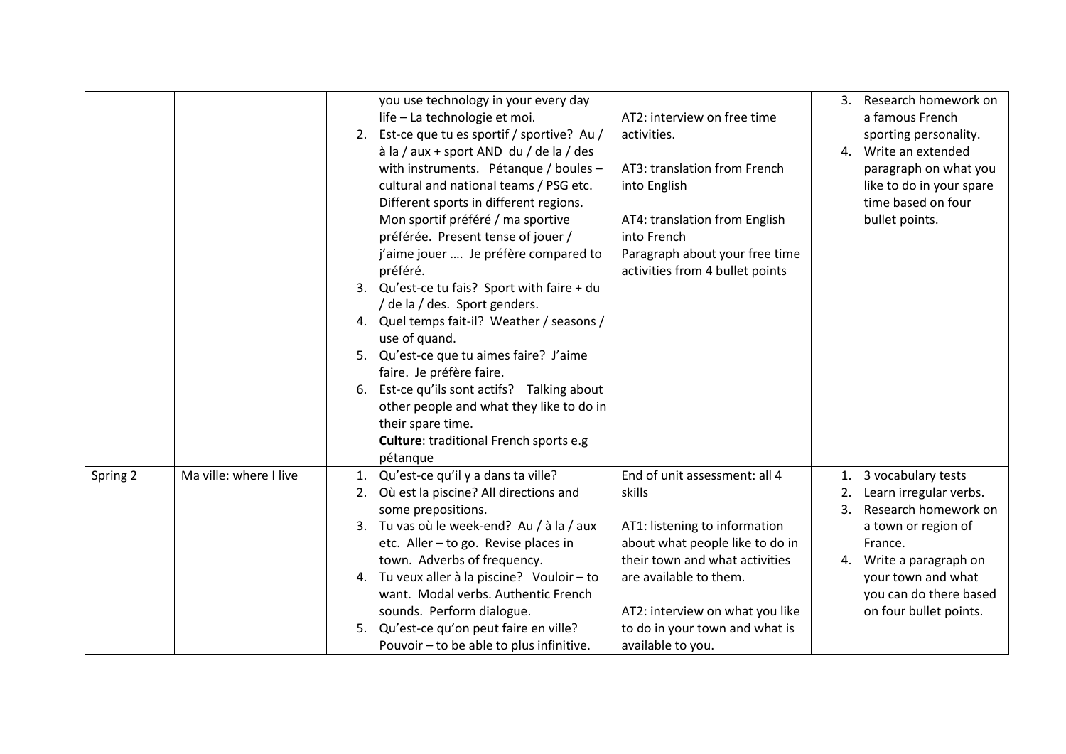| | | | | |
|---|---|---|---|---|
| | | you use technology in your every day life – La technologie et moi.<br>2. Est-ce que tu es sportif / sportive? Au / à la / aux + sport AND du / de la / des with instruments. Pétanque / boules – cultural and national teams / PSG etc. Different sports in different regions. Mon sportif préféré / ma sportive préférée. Present tense of jouer / j'aime jouer …. Je préfère compared to préféré.<br>3. Qu'est-ce tu fais? Sport with faire + du / de la / des. Sport genders.<br>4. Quel temps fait-il? Weather / seasons / use of quand.<br>5. Qu'est-ce que tu aimes faire? J'aime faire. Je préfère faire.<br>6. Est-ce qu'ils sont actifs? Talking about other people and what they like to do in their spare time.<br>**Culture**: traditional French sports e.g pétanque | AT2: interview on free time activities.<br><br>AT3: translation from French into English<br><br>AT4: translation from English into French<br>Paragraph about your free time activities from 4 bullet points | 3. Research homework on a famous French sporting personality.<br>4. Write an extended paragraph on what you like to do in your spare time based on four bullet points. |
| Spring 2 | Ma ville: where I live | 1. Qu'est-ce qu'il y a dans ta ville?<br>2. Où est la piscine? All directions and some prepositions.<br>3. Tu vas où le week-end? Au / à la / aux etc. Aller – to go. Revise places in town. Adverbs of frequency.<br>4. Tu veux aller à la piscine? Vouloir – to want. Modal verbs. Authentic French sounds. Perform dialogue.<br>5. Qu'est-ce qu'on peut faire en ville? Pouvoir – to be able to plus infinitive. | End of unit assessment: all 4 skills<br><br>AT1: listening to information about what people like to do in their town and what activities are available to them.<br><br>AT2: interview on what you like to do in your town and what is available to you. | 1. 3 vocabulary tests<br>2. Learn irregular verbs.<br>3. Research homework on a town or region of France.<br>4. Write a paragraph on your town and what you can do there based on four bullet points. |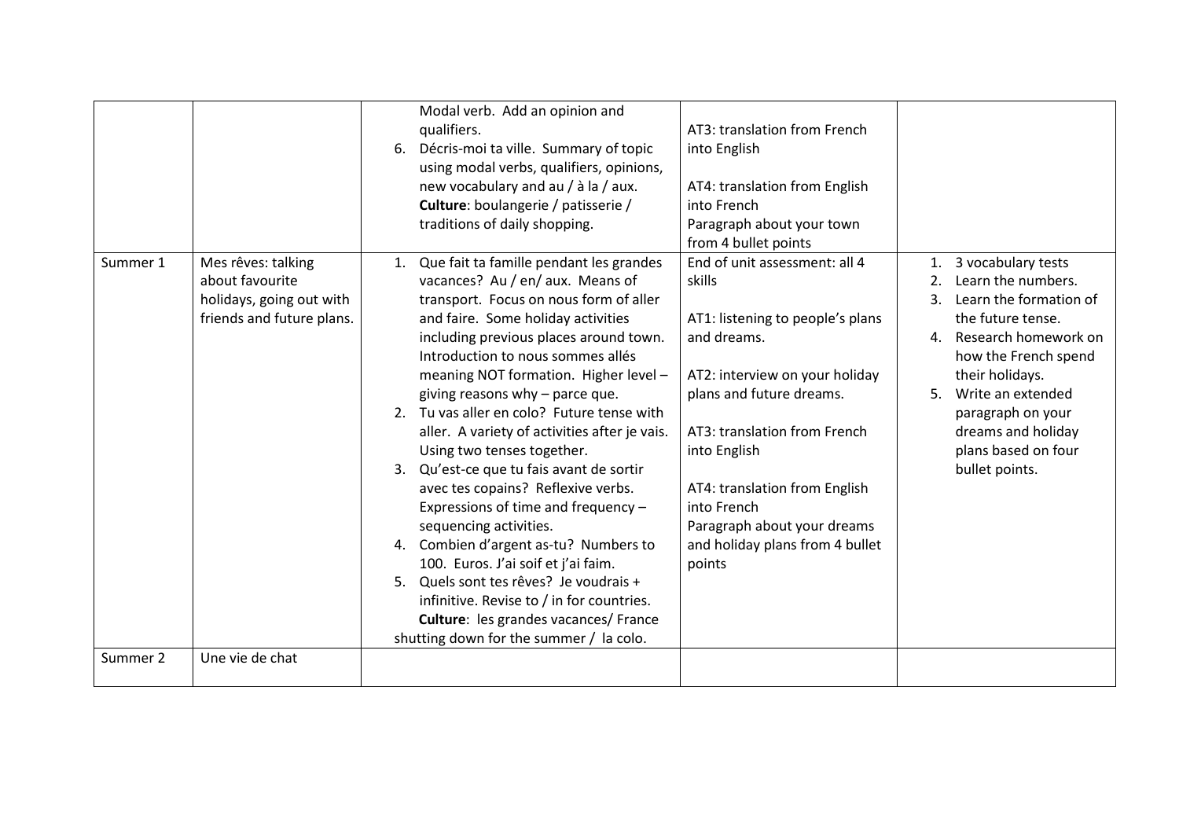| | | | | |
|---|---|---|---|---|
| | | Modal verb. Add an opinion and qualifiers.<br>6. Décris-moi ta ville. Summary of topic using modal verbs, qualifiers, opinions, new vocabulary and au / à la / aux. **Culture**: boulangerie / patisserie / traditions of daily shopping. | AT3: translation from French into English<br><br>AT4: translation from English into French<br>Paragraph about your town from 4 bullet points | |
| Summer 1 | Mes rêves: talking about favourite holidays, going out with friends and future plans. | 1. Que fait ta famille pendant les grandes vacances? Au / en/ aux. Means of transport. Focus on nous form of aller and faire. Some holiday activities including previous places around town. Introduction to nous sommes allés meaning NOT formation. Higher level – giving reasons why – parce que.<br>2. Tu vas aller en colo? Future tense with aller. A variety of activities after je vais. Using two tenses together.<br>3. Qu'est-ce que tu fais avant de sortir avec tes copains? Reflexive verbs. Expressions of time and frequency – sequencing activities.<br>4. Combien d'argent as-tu? Numbers to 100. Euros. J'ai soif et j'ai faim.<br>5. Quels sont tes rêves? Je voudrais + infinitive. Revise to / in for countries. **Culture**: les grandes vacances/ France shutting down for the summer / la colo. | End of unit assessment: all 4 skills<br><br>AT1: listening to people's plans and dreams.<br><br>AT2: interview on your holiday plans and future dreams.<br><br>AT3: translation from French into English<br><br>AT4: translation from English into French<br>Paragraph about your dreams and holiday plans from 4 bullet points | 1. 3 vocabulary tests<br>2. Learn the numbers.<br>3. Learn the formation of the future tense.<br>4. Research homework on how the French spend their holidays.<br>5. Write an extended paragraph on your dreams and holiday plans based on four bullet points. |
| Summer 2 | Une vie de chat | | | |